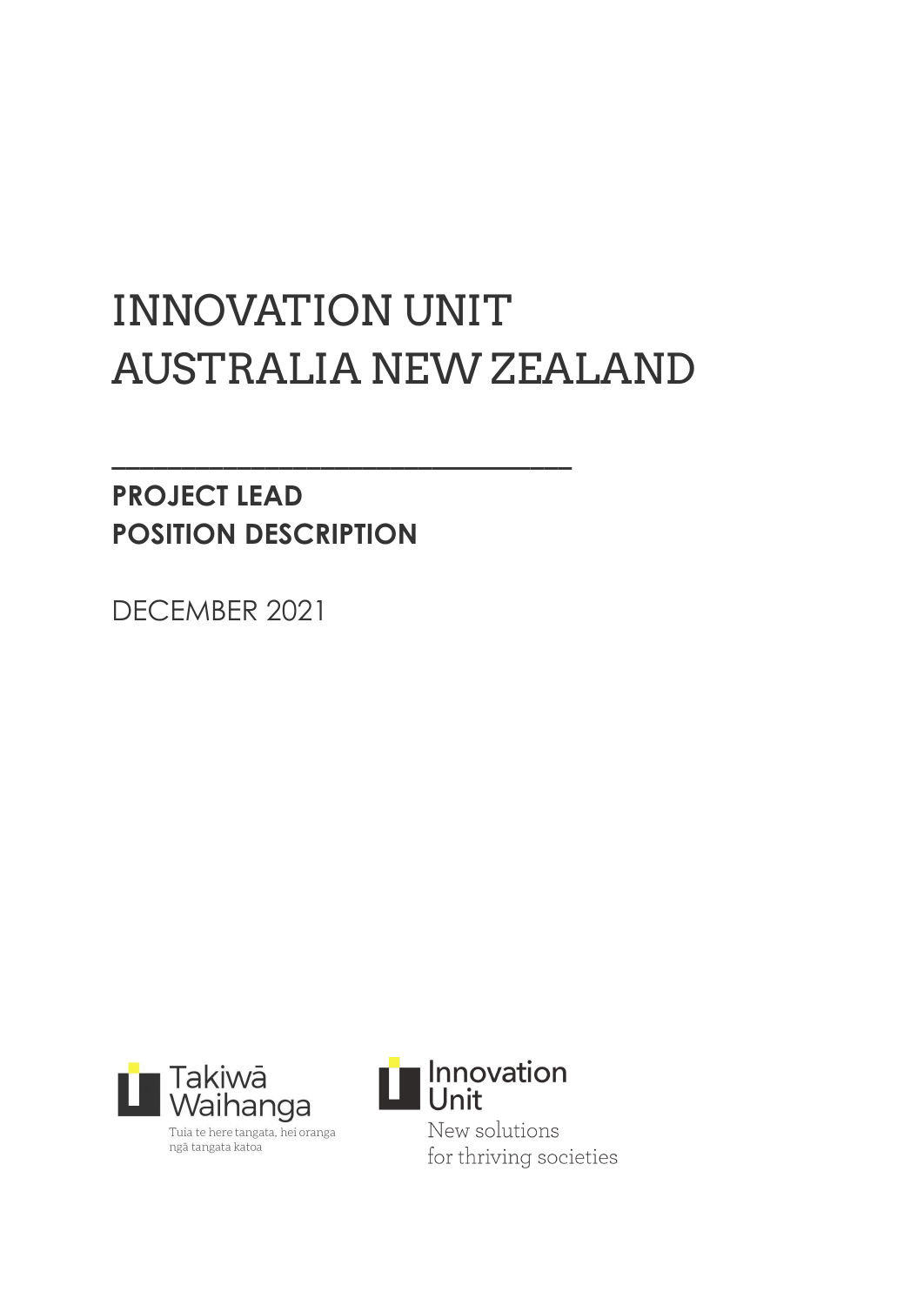# INNOVATION UNIT AUSTRALIA NEW ZEALAND

---

## PROJECT LEAD POSITION DESCRIPTION

DECEMBER 2021

Takiwā Waihanga

Tuia te here tangata, hei oranga ngā tangata katoa

Innovation Unit

New solutions for thriving societies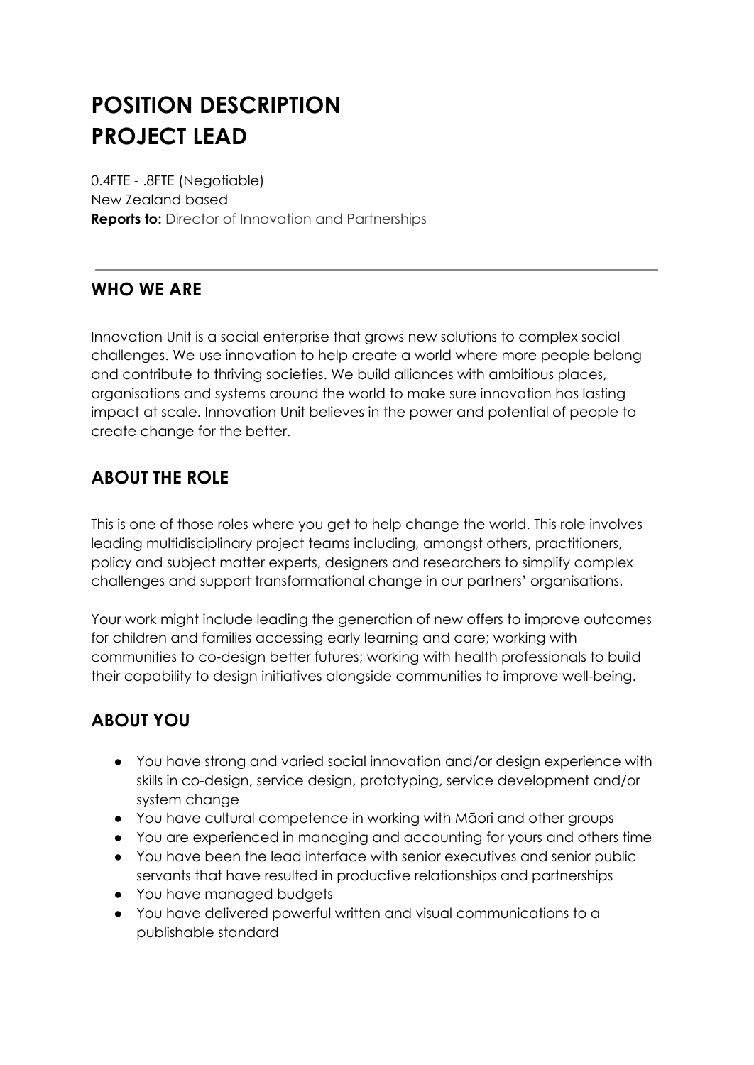# POSITION DESCRIPTION PROJECT LEAD

0.4FTE - .8FTE (Negotiable)
New Zealand based
**Reports to:** Director of Innovation and Partnerships

---

## WHO WE ARE

Innovation Unit is a social enterprise that grows new solutions to complex social challenges. We use innovation to help create a world where more people belong and contribute to thriving societies. We build alliances with ambitious places, organisations and systems around the world to make sure innovation has lasting impact at scale. Innovation Unit believes in the power and potential of people to create change for the better.

## ABOUT THE ROLE

This is one of those roles where you get to help change the world. This role involves leading multidisciplinary project teams including, amongst others, practitioners, policy and subject matter experts, designers and researchers to simplify complex challenges and support transformational change in our partners' organisations.

Your work might include leading the generation of new offers to improve outcomes for children and families accessing early learning and care; working with communities to co-design better futures; working with health professionals to build their capability to design initiatives alongside communities to improve well-being.

## ABOUT YOU

- You have strong and varied social innovation and/or design experience with skills in co-design, service design, prototyping, service development and/or system change
- You have cultural competence in working with Māori and other groups
- You are experienced in managing and accounting for yours and others time
- You have been the lead interface with senior executives and senior public servants that have resulted in productive relationships and partnerships
- You have managed budgets
- You have delivered powerful written and visual communications to a publishable standard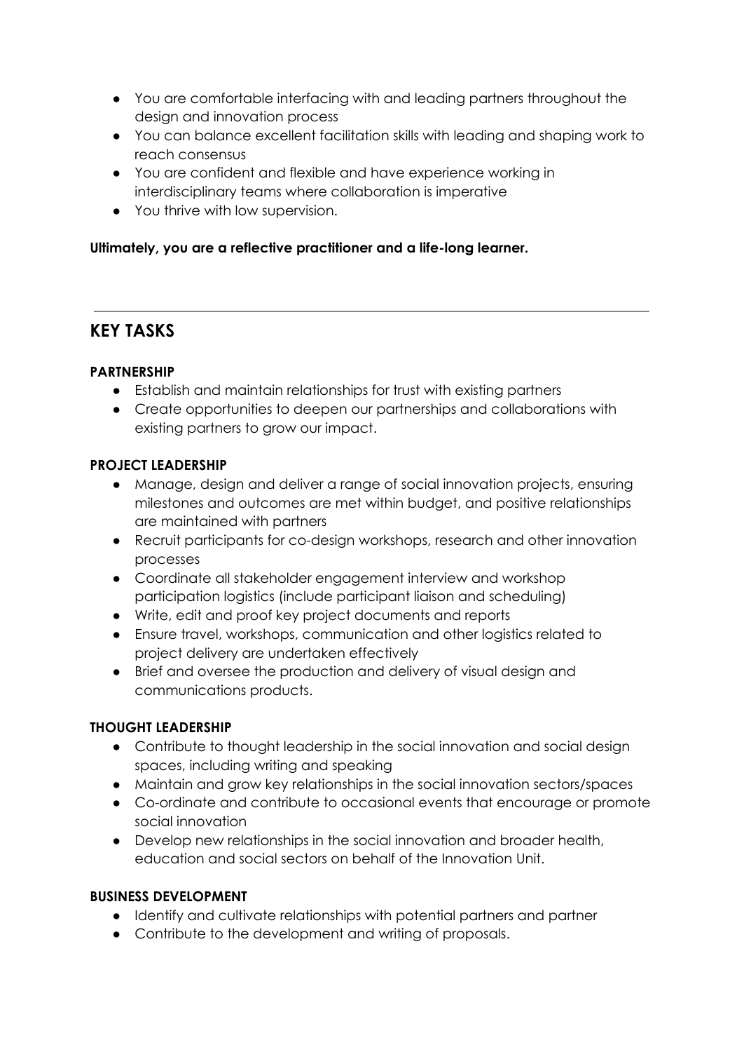- You are comfortable interfacing with and leading partners throughout the design and innovation process
- You can balance excellent facilitation skills with leading and shaping work to reach consensus
- You are confident and flexible and have experience working in interdisciplinary teams where collaboration is imperative
- You thrive with low supervision.

**Ultimately, you are a reflective practitioner and a life-long learner.**

---

## KEY TASKS

**PARTNERSHIP**

- Establish and maintain relationships for trust with existing partners
- Create opportunities to deepen our partnerships and collaborations with existing partners to grow our impact.

**PROJECT LEADERSHIP**

- Manage, design and deliver a range of social innovation projects, ensuring milestones and outcomes are met within budget, and positive relationships are maintained with partners
- Recruit participants for co-design workshops, research and other innovation processes
- Coordinate all stakeholder engagement interview and workshop participation logistics (include participant liaison and scheduling)
- Write, edit and proof key project documents and reports
- Ensure travel, workshops, communication and other logistics related to project delivery are undertaken effectively
- Brief and oversee the production and delivery of visual design and communications products.

**THOUGHT LEADERSHIP**

- Contribute to thought leadership in the social innovation and social design spaces, including writing and speaking
- Maintain and grow key relationships in the social innovation sectors/spaces
- Co-ordinate and contribute to occasional events that encourage or promote social innovation
- Develop new relationships in the social innovation and broader health, education and social sectors on behalf of the Innovation Unit.

**BUSINESS DEVELOPMENT**

- Identify and cultivate relationships with potential partners and partner
- Contribute to the development and writing of proposals.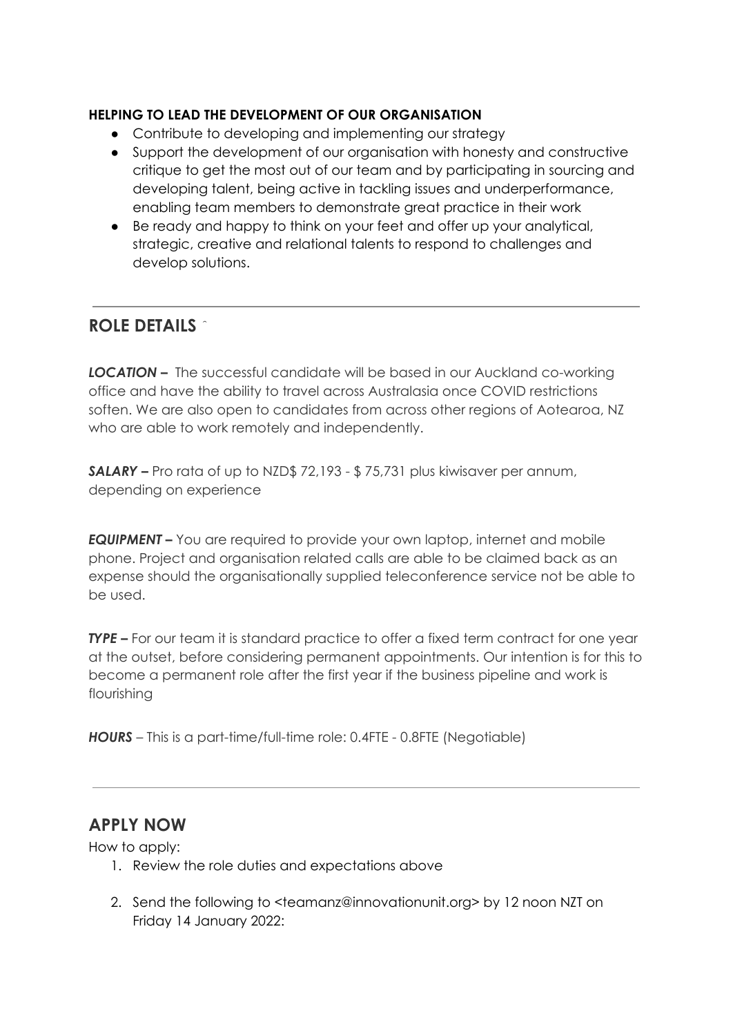**HELPING TO LEAD THE DEVELOPMENT OF OUR ORGANISATION**

- Contribute to developing and implementing our strategy
- Support the development of our organisation with honesty and constructive critique to get the most out of our team and by participating in sourcing and developing talent, being active in tackling issues and underperformance, enabling team members to demonstrate great practice in their work
- Be ready and happy to think on your feet and offer up your analytical, strategic, creative and relational talents to respond to challenges and develop solutions.

---

## ROLE DETAILS ˆ

***LOCATION –*** The successful candidate will be based in our Auckland co-working office and have the ability to travel across Australasia once COVID restrictions soften. We are also open to candidates from across other regions of Aotearoa, NZ who are able to work remotely and independently.

***SALARY –*** Pro rata of up to NZD$ 72,193 - $ 75,731 plus kiwisaver per annum, depending on experience

***EQUIPMENT –*** You are required to provide your own laptop, internet and mobile phone. Project and organisation related calls are able to be claimed back as an expense should the organisationally supplied teleconference service not be able to be used.

***TYPE –*** For our team it is standard practice to offer a fixed term contract for one year at the outset, before considering permanent appointments. Our intention is for this to become a permanent role after the first year if the business pipeline and work is flourishing

***HOURS*** – This is a part-time/full-time role: 0.4FTE - 0.8FTE (Negotiable)

---

## APPLY NOW

How to apply:

1. Review the role duties and expectations above
2. Send the following to <teamanz@innovationunit.org> by 12 noon NZT on Friday 14 January 2022: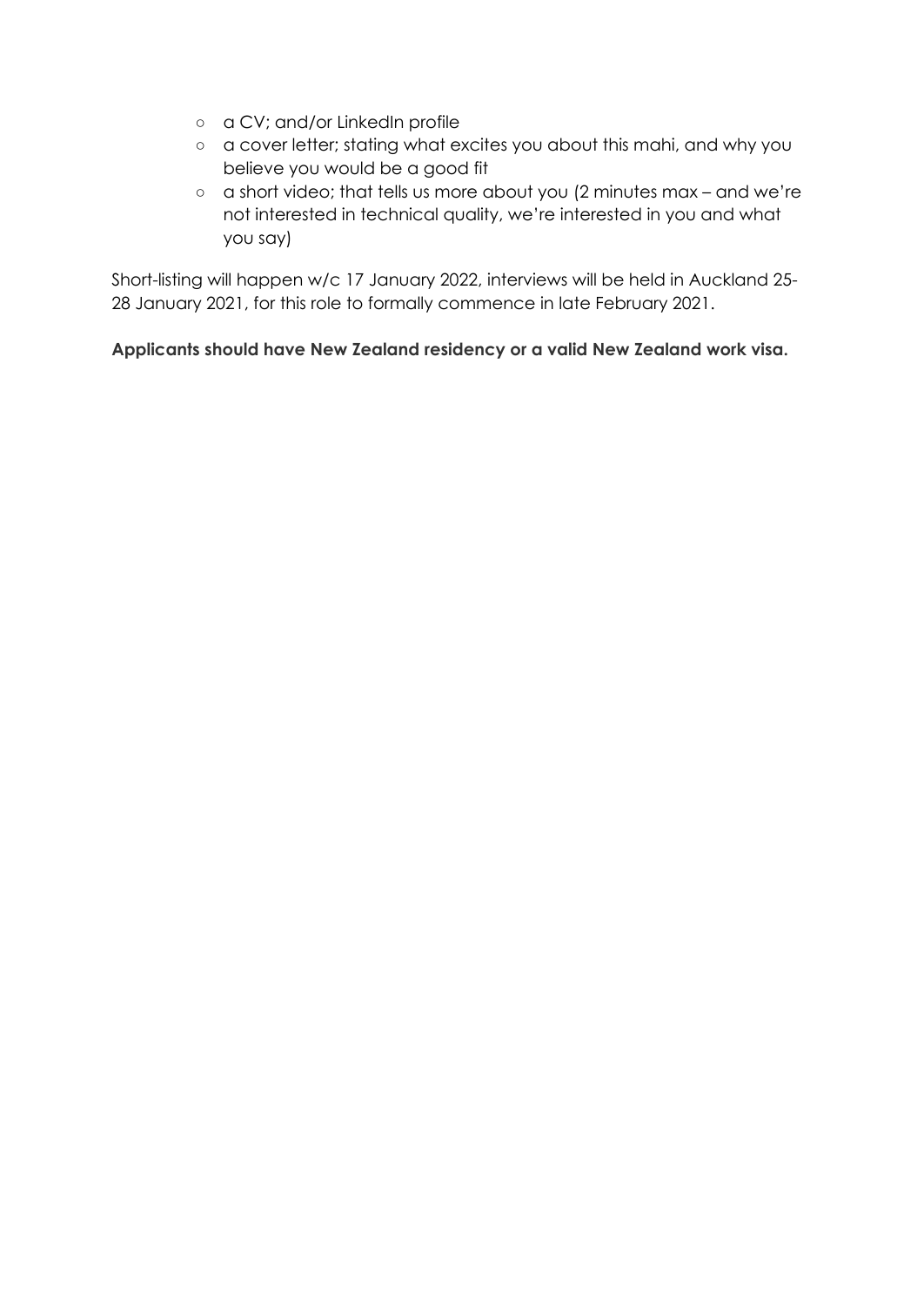- a CV; and/or LinkedIn profile
- a cover letter; stating what excites you about this mahi, and why you believe you would be a good fit
- a short video; that tells us more about you (2 minutes max – and we're not interested in technical quality, we're interested in you and what you say)

Short-listing will happen w/c 17 January 2022, interviews will be held in Auckland 25-28 January 2021, for this role to formally commence in late February 2021.

**Applicants should have New Zealand residency or a valid New Zealand work visa.**